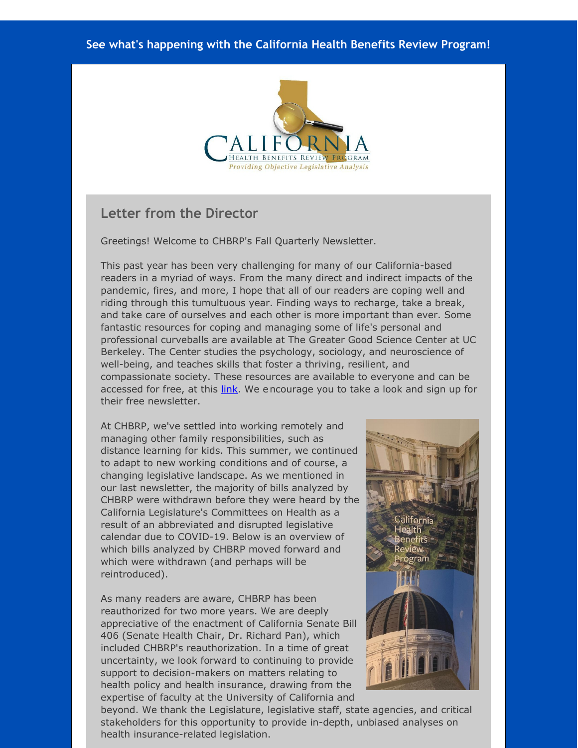See what's happening with the California Health Benefits Review Program!

CALIFORNIA HEALTH BENEFITS REVIEW PROGRAM
*Providing Objective Legislative Analysis*

## Letter from the Director

Greetings! Welcome to CHBRP's Fall Quarterly Newsletter.

This past year has been very challenging for many of our California-based readers in a myriad of ways. From the many direct and indirect impacts of the pandemic, fires, and more, I hope that all of our readers are coping well and riding through this tumultuous year. Finding ways to recharge, take a break, and take care of ourselves and each other is more important than ever. Some fantastic resources for coping and managing some of life's personal and professional curveballs are available at The Greater Good Science Center at UC Berkeley. The Center studies the psychology, sociology, and neuroscience of well-being, and teaches skills that foster a thriving, resilient, and compassionate society. These resources are available to everyone and can be accessed for free, at this link. We encourage you to take a look and sign up for their free newsletter.

At CHBRP, we've settled into working remotely and managing other family responsibilities, such as distance learning for kids. This summer, we continued to adapt to new working conditions and of course, a changing legislative landscape. As we mentioned in our last newsletter, the majority of bills analyzed by CHBRP were withdrawn before they were heard by the California Legislature's Committees on Health as a result of an abbreviated and disrupted legislative calendar due to COVID-19. Below is an overview of which bills analyzed by CHBRP moved forward and which were withdrawn (and perhaps will be reintroduced).

As many readers are aware, CHBRP has been reauthorized for two more years. We are deeply appreciative of the enactment of California Senate Bill 406 (Senate Health Chair, Dr. Richard Pan), which included CHBRP's reauthorization. In a time of great uncertainty, we look forward to continuing to provide support to decision-makers on matters relating to health policy and health insurance, drawing from the expertise of faculty at the University of California and beyond. We thank the Legislature, legislative staff, state agencies, and critical stakeholders for this opportunity to provide in-depth, unbiased analyses on health insurance-related legislation.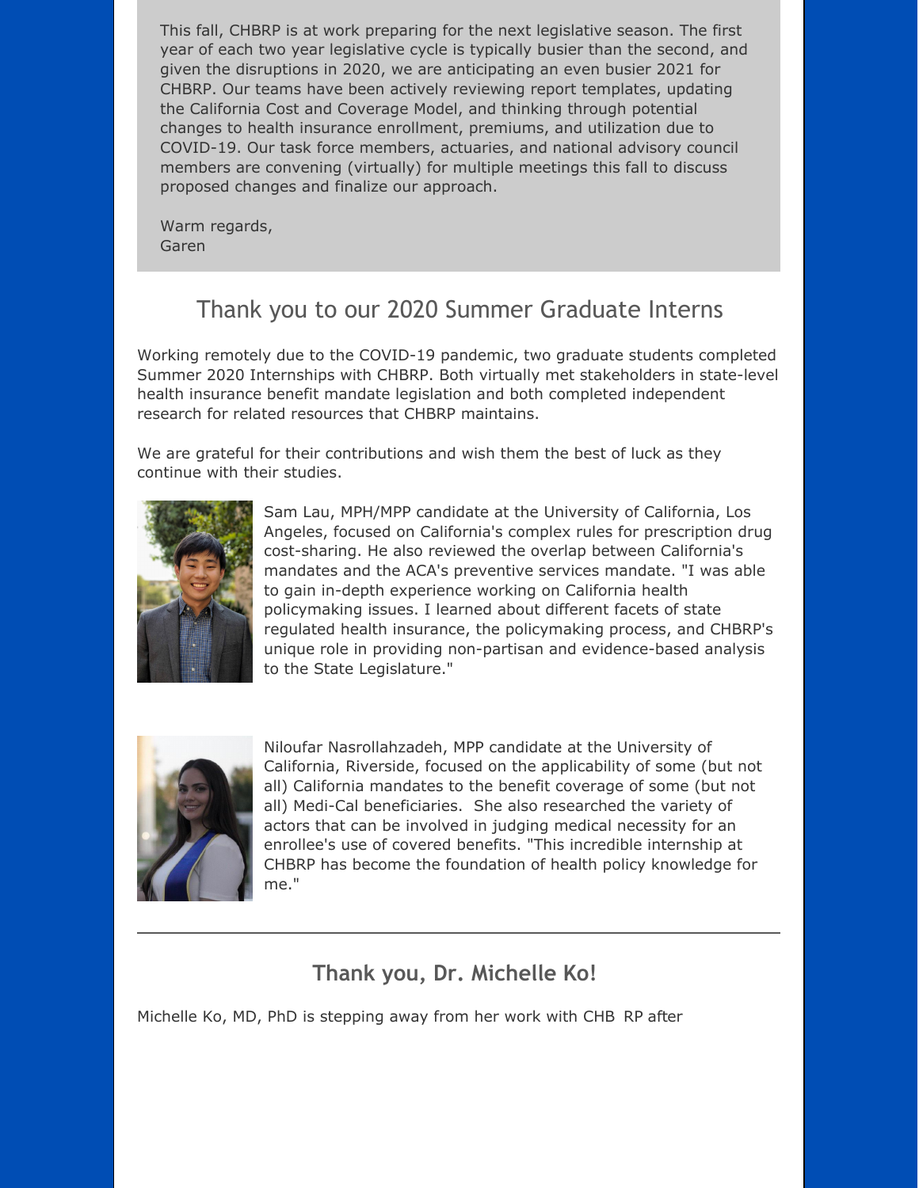This fall, CHBRP is at work preparing for the next legislative season. The first year of each two year legislative cycle is typically busier than the second, and given the disruptions in 2020, we are anticipating an even busier 2021 for CHBRP. Our teams have been actively reviewing report templates, updating the California Cost and Coverage Model, and thinking through potential changes to health insurance enrollment, premiums, and utilization due to COVID-19. Our task force members, actuaries, and national advisory council members are convening (virtually) for multiple meetings this fall to discuss proposed changes and finalize our approach.

Warm regards,
Garen

## Thank you to our 2020 Summer Graduate Interns

Working remotely due to the COVID-19 pandemic, two graduate students completed Summer 2020 Internships with CHBRP. Both virtually met stakeholders in state-level health insurance benefit mandate legislation and both completed independent research for related resources that CHBRP maintains.

We are grateful for their contributions and wish them the best of luck as they continue with their studies.

Sam Lau, MPH/MPP candidate at the University of California, Los Angeles, focused on California's complex rules for prescription drug cost-sharing. He also reviewed the overlap between California's mandates and the ACA's preventive services mandate. "I was able to gain in-depth experience working on California health policymaking issues. I learned about different facets of state regulated health insurance, the policymaking process, and CHBRP's unique role in providing non-partisan and evidence-based analysis to the State Legislature."

Niloufar Nasrollahzadeh, MPP candidate at the University of California, Riverside, focused on the applicability of some (but not all) California mandates to the benefit coverage of some (but not all) Medi-Cal beneficiaries. She also researched the variety of actors that can be involved in judging medical necessity for an enrollee's use of covered benefits. "This incredible internship at CHBRP has become the foundation of health policy knowledge for me."

---

## Thank you, Dr. Michelle Ko!

Michelle Ko, MD, PhD is stepping away from her work with CHBRP after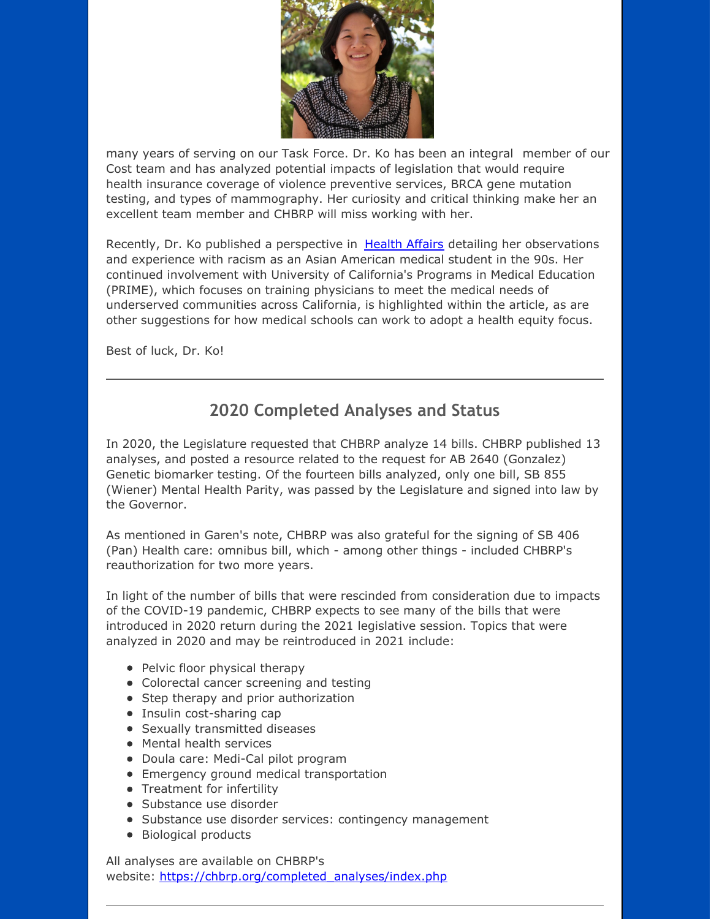many years of serving on our Task Force. Dr. Ko has been an integral  member of our Cost team and has analyzed potential impacts of legislation that would require health insurance coverage of violence preventive services, BRCA gene mutation testing, and types of mammography. Her curiosity and critical thinking make her an excellent team member and CHBRP will miss working with her.

Recently, Dr. Ko published a perspective in [Health Affairs] detailing her observations and experience with racism as an Asian American medical student in the 90s. Her continued involvement with University of California's Programs in Medical Education (PRIME), which focuses on training physicians to meet the medical needs of underserved communities across California, is highlighted within the article, as are other suggestions for how medical schools can work to adopt a health equity focus.

Best of luck, Dr. Ko!

---

## 2020 Completed Analyses and Status

In 2020, the Legislature requested that CHBRP analyze 14 bills. CHBRP published 13 analyses, and posted a resource related to the request for AB 2640 (Gonzalez) Genetic biomarker testing. Of the fourteen bills analyzed, only one bill, SB 855 (Wiener) Mental Health Parity, was passed by the Legislature and signed into law by the Governor.

As mentioned in Garen's note, CHBRP was also grateful for the signing of SB 406 (Pan) Health care: omnibus bill, which - among other things - included CHBRP's reauthorization for two more years.

In light of the number of bills that were rescinded from consideration due to impacts of the COVID-19 pandemic, CHBRP expects to see many of the bills that were introduced in 2020 return during the 2021 legislative session. Topics that were analyzed in 2020 and may be reintroduced in 2021 include:

- Pelvic floor physical therapy
- Colorectal cancer screening and testing
- Step therapy and prior authorization
- Insulin cost-sharing cap
- Sexually transmitted diseases
- Mental health services
- Doula care: Medi-Cal pilot program
- Emergency ground medical transportation
- Treatment for infertility
- Substance use disorder
- Substance use disorder services: contingency management
- Biological products

All analyses are available on CHBRP's website: https://chbrp.org/completed_analyses/index.php

---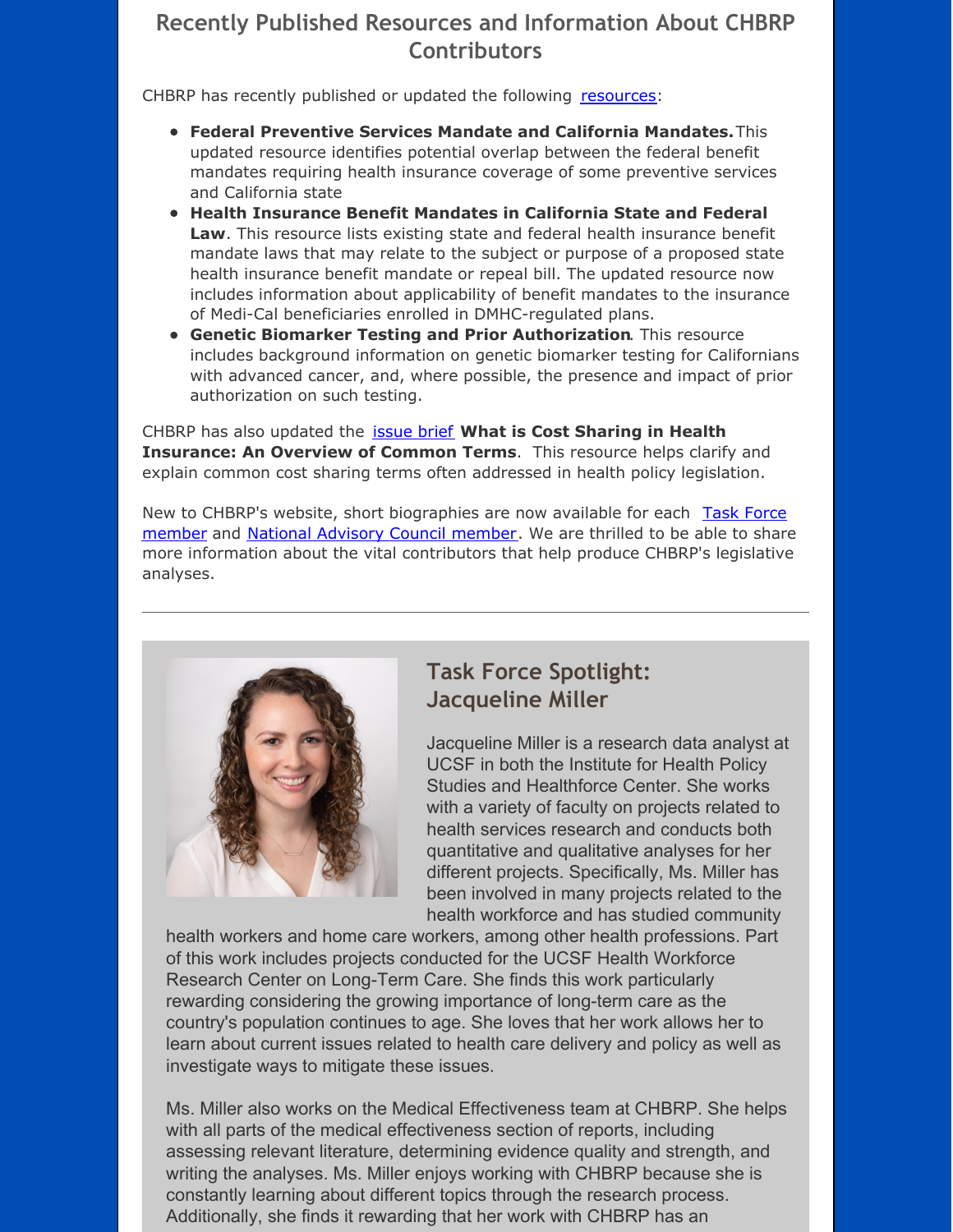## Recently Published Resources and Information About CHBRP Contributors

CHBRP has recently published or updated the following resources:

- **Federal Preventive Services Mandate and California Mandates.** This updated resource identifies potential overlap between the federal benefit mandates requiring health insurance coverage of some preventive services and California state
- **Health Insurance Benefit Mandates in California State and Federal Law**. This resource lists existing state and federal health insurance benefit mandate laws that may relate to the subject or purpose of a proposed state health insurance benefit mandate or repeal bill. The updated resource now includes information about applicability of benefit mandates to the insurance of Medi-Cal beneficiaries enrolled in DMHC-regulated plans.
- **Genetic Biomarker Testing and Prior Authorization**. This resource includes background information on genetic biomarker testing for Californians with advanced cancer, and, where possible, the presence and impact of prior authorization on such testing.

CHBRP has also updated the issue brief **What is Cost Sharing in Health Insurance: An Overview of Common Terms**. This resource helps clarify and explain common cost sharing terms often addressed in health policy legislation.

New to CHBRP's website, short biographies are now available for each Task Force member and National Advisory Council member. We are thrilled to be able to share more information about the vital contributors that help produce CHBRP's legislative analyses.

---

### Task Force Spotlight: Jacqueline Miller

Jacqueline Miller is a research data analyst at UCSF in both the Institute for Health Policy Studies and Healthforce Center. She works with a variety of faculty on projects related to health services research and conducts both quantitative and qualitative analyses for her different projects. Specifically, Ms. Miller has been involved in many projects related to the health workforce and has studied community health workers and home care workers, among other health professions. Part of this work includes projects conducted for the UCSF Health Workforce Research Center on Long-Term Care. She finds this work particularly rewarding considering the growing importance of long-term care as the country's population continues to age. She loves that her work allows her to learn about current issues related to health care delivery and policy as well as investigate ways to mitigate these issues.

Ms. Miller also works on the Medical Effectiveness team at CHBRP. She helps with all parts of the medical effectiveness section of reports, including assessing relevant literature, determining evidence quality and strength, and writing the analyses. Ms. Miller enjoys working with CHBRP because she is constantly learning about different topics through the research process. Additionally, she finds it rewarding that her work with CHBRP has an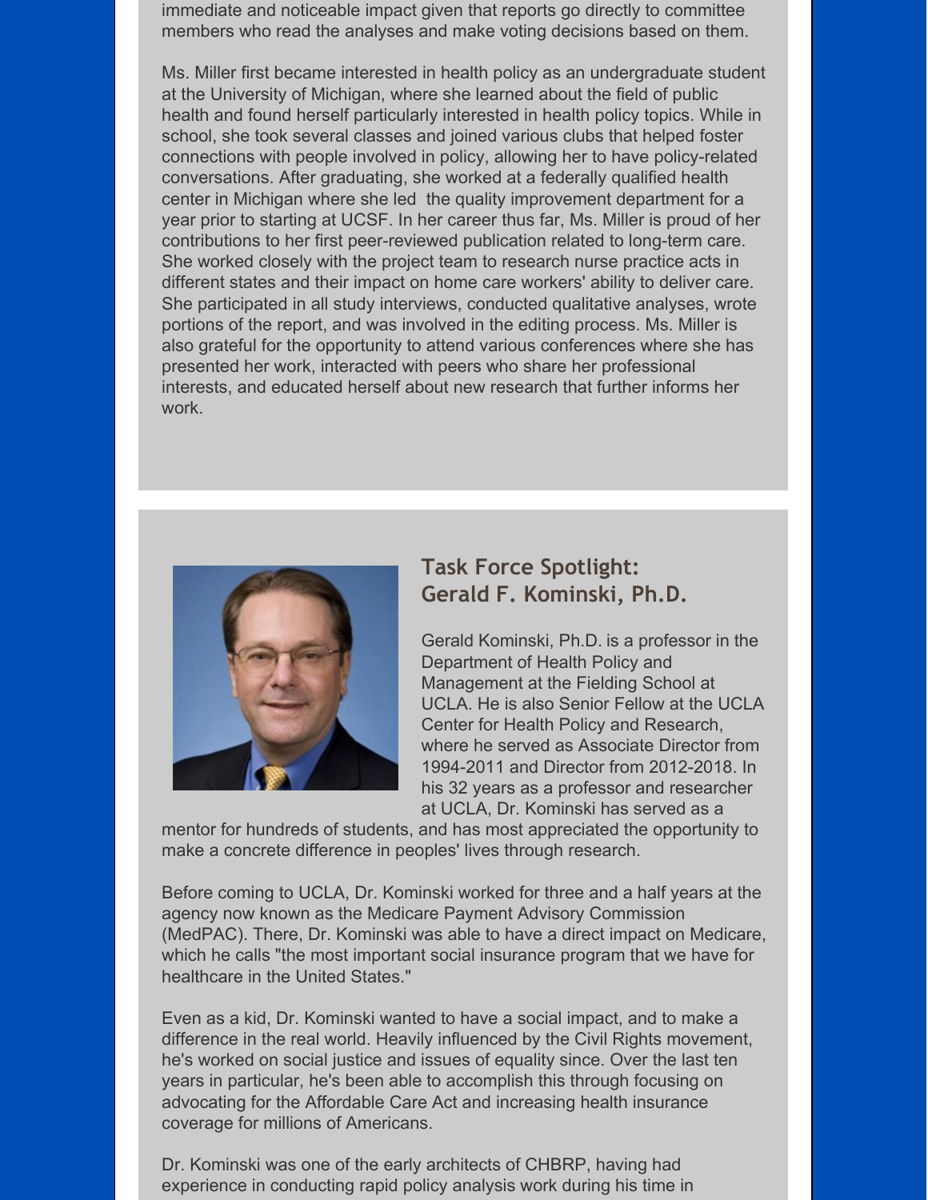immediate and noticeable impact given that reports go directly to committee members who read the analyses and make voting decisions based on them.

Ms. Miller first became interested in health policy as an undergraduate student at the University of Michigan, where she learned about the field of public health and found herself particularly interested in health policy topics. While in school, she took several classes and joined various clubs that helped foster connections with people involved in policy, allowing her to have policy-related conversations. After graduating, she worked at a federally qualified health center in Michigan where she led the quality improvement department for a year prior to starting at UCSF. In her career thus far, Ms. Miller is proud of her contributions to her first peer-reviewed publication related to long-term care. She worked closely with the project team to research nurse practice acts in different states and their impact on home care workers' ability to deliver care. She participated in all study interviews, conducted qualitative analyses, wrote portions of the report, and was involved in the editing process. Ms. Miller is also grateful for the opportunity to attend various conferences where she has presented her work, interacted with peers who share her professional interests, and educated herself about new research that further informs her work.

## Task Force Spotlight: Gerald F. Kominski, Ph.D.

Gerald Kominski, Ph.D. is a professor in the Department of Health Policy and Management at the Fielding School at UCLA. He is also Senior Fellow at the UCLA Center for Health Policy and Research, where he served as Associate Director from 1994-2011 and Director from 2012-2018. In his 32 years as a professor and researcher at UCLA, Dr. Kominski has served as a mentor for hundreds of students, and has most appreciated the opportunity to make a concrete difference in peoples' lives through research.

Before coming to UCLA, Dr. Kominski worked for three and a half years at the agency now known as the Medicare Payment Advisory Commission (MedPAC). There, Dr. Kominski was able to have a direct impact on Medicare, which he calls "the most important social insurance program that we have for healthcare in the United States."

Even as a kid, Dr. Kominski wanted to have a social impact, and to make a difference in the real world. Heavily influenced by the Civil Rights movement, he's worked on social justice and issues of equality since. Over the last ten years in particular, he's been able to accomplish this through focusing on advocating for the Affordable Care Act and increasing health insurance coverage for millions of Americans.

Dr. Kominski was one of the early architects of CHBRP, having had experience in conducting rapid policy analysis work during his time in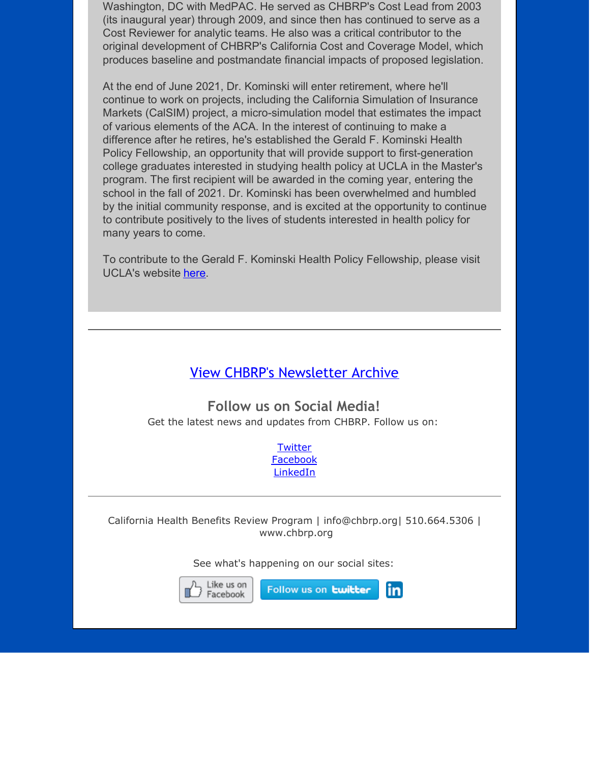Washington, DC with MedPAC. He served as CHBRP's Cost Lead from 2003 (its inaugural year) through 2009, and since then has continued to serve as a Cost Reviewer for analytic teams. He also was a critical contributor to the original development of CHBRP's California Cost and Coverage Model, which produces baseline and postmandate financial impacts of proposed legislation.

At the end of June 2021, Dr. Kominski will enter retirement, where he'll continue to work on projects, including the California Simulation of Insurance Markets (CalSIM) project, a micro-simulation model that estimates the impact of various elements of the ACA. In the interest of continuing to make a difference after he retires, he's established the Gerald F. Kominski Health Policy Fellowship, an opportunity that will provide support to first-generation college graduates interested in studying health policy at UCLA in the Master's program. The first recipient will be awarded in the coming year, entering the school in the fall of 2021. Dr. Kominski has been overwhelmed and humbled by the initial community response, and is excited at the opportunity to continue to contribute positively to the lives of students interested in health policy for many years to come.

To contribute to the Gerald F. Kominski Health Policy Fellowship, please visit UCLA's website here.

---

View CHBRP's Newsletter Archive

## Follow us on Social Media!

Get the latest news and updates from CHBRP. Follow us on:

Twitter
Facebook
LinkedIn

---

California Health Benefits Review Program | info@chbrp.org| 510.664.5306 | www.chbrp.org

See what's happening on our social sites:

Like us on Facebook | Follow us on twitter | in